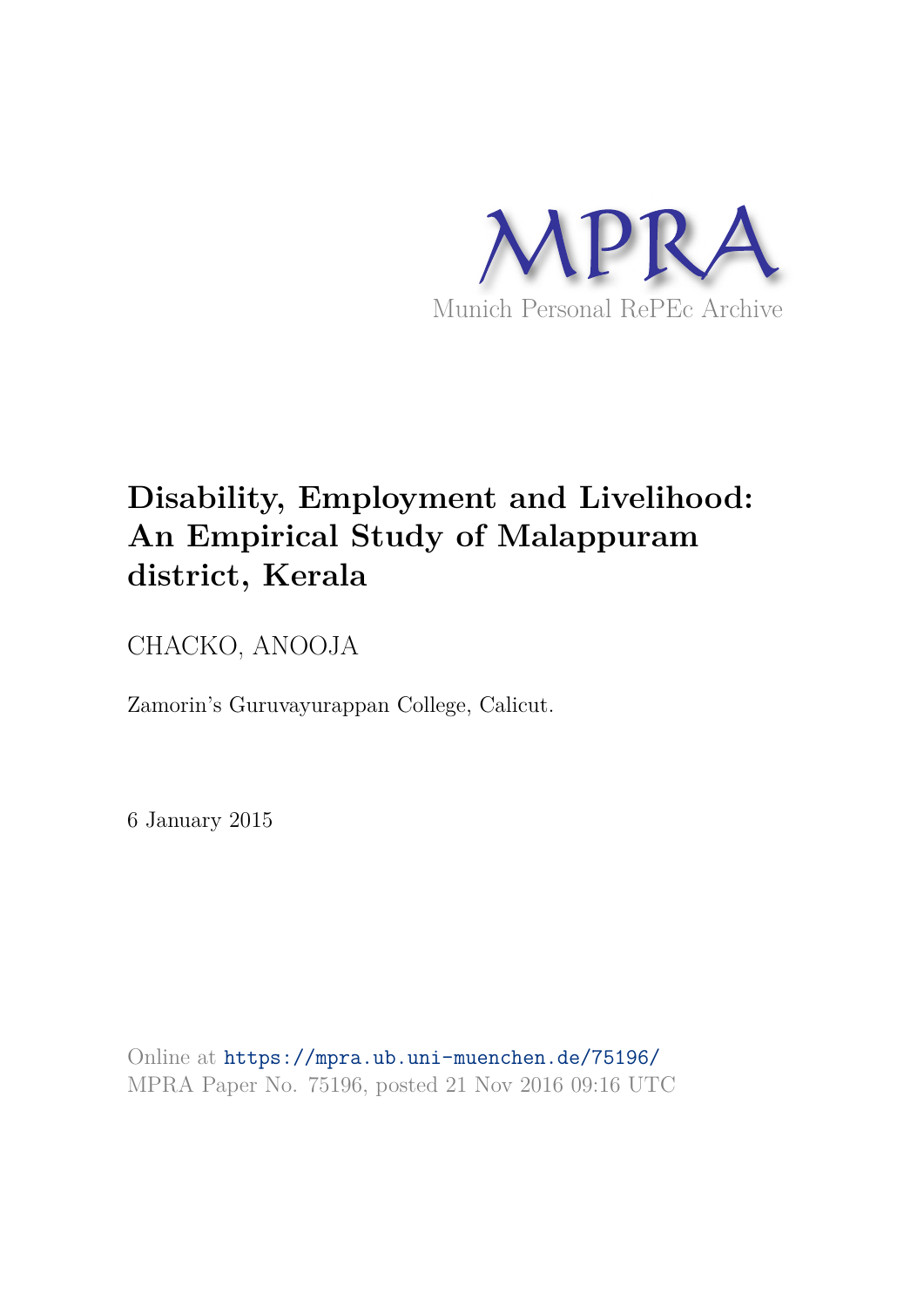MPRA

Munich Personal RePEc Archive

# Disability, Employment and Livelihood: An Empirical Study of Malappuram district, Kerala

CHACKO, ANOOJA

Zamorin's Guruvayurappan College, Calicut.

6 January 2015

Online at https://mpra.ub.uni-muenchen.de/75196/
MPRA Paper No. 75196, posted 21 Nov 2016 09:16 UTC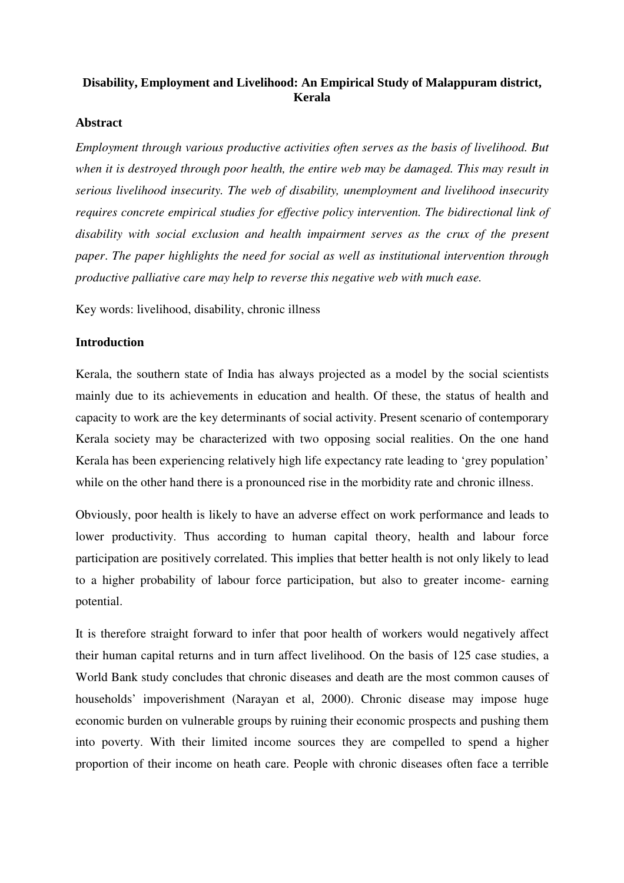**Disability, Employment and Livelihood: An Empirical Study of Malappuram district, Kerala**

**Abstract**

*Employment through various productive activities often serves as the basis of livelihood. But when it is destroyed through poor health, the entire web may be damaged. This may result in serious livelihood insecurity. The web of disability, unemployment and livelihood insecurity requires concrete empirical studies for effective policy intervention. The bidirectional link of disability with social exclusion and health impairment serves as the crux of the present paper. The paper highlights the need for social as well as institutional intervention through productive palliative care may help to reverse this negative web with much ease.*

Key words: livelihood, disability, chronic illness

**Introduction**

Kerala, the southern state of India has always projected as a model by the social scientists mainly due to its achievements in education and health. Of these, the status of health and capacity to work are the key determinants of social activity. Present scenario of contemporary Kerala society may be characterized with two opposing social realities. On the one hand Kerala has been experiencing relatively high life expectancy rate leading to 'grey population' while on the other hand there is a pronounced rise in the morbidity rate and chronic illness.

Obviously, poor health is likely to have an adverse effect on work performance and leads to lower productivity. Thus according to human capital theory, health and labour force participation are positively correlated. This implies that better health is not only likely to lead to a higher probability of labour force participation, but also to greater income- earning potential.

It is therefore straight forward to infer that poor health of workers would negatively affect their human capital returns and in turn affect livelihood. On the basis of 125 case studies, a World Bank study concludes that chronic diseases and death are the most common causes of households' impoverishment (Narayan et al, 2000). Chronic disease may impose huge economic burden on vulnerable groups by ruining their economic prospects and pushing them into poverty. With their limited income sources they are compelled to spend a higher proportion of their income on heath care. People with chronic diseases often face a terrible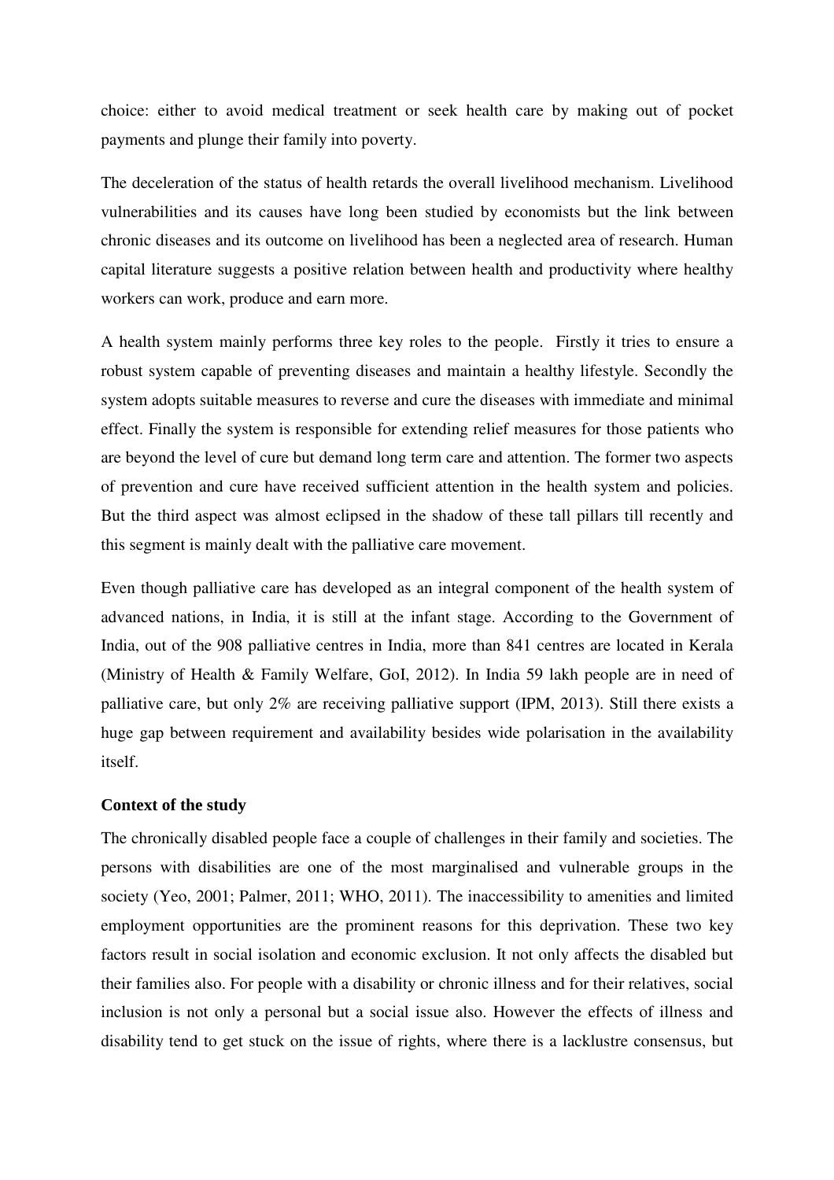choice: either to avoid medical treatment or seek health care by making out of pocket payments and plunge their family into poverty.

The deceleration of the status of health retards the overall livelihood mechanism. Livelihood vulnerabilities and its causes have long been studied by economists but the link between chronic diseases and its outcome on livelihood has been a neglected area of research. Human capital literature suggests a positive relation between health and productivity where healthy workers can work, produce and earn more.

A health system mainly performs three key roles to the people. Firstly it tries to ensure a robust system capable of preventing diseases and maintain a healthy lifestyle. Secondly the system adopts suitable measures to reverse and cure the diseases with immediate and minimal effect. Finally the system is responsible for extending relief measures for those patients who are beyond the level of cure but demand long term care and attention. The former two aspects of prevention and cure have received sufficient attention in the health system and policies. But the third aspect was almost eclipsed in the shadow of these tall pillars till recently and this segment is mainly dealt with the palliative care movement.

Even though palliative care has developed as an integral component of the health system of advanced nations, in India, it is still at the infant stage. According to the Government of India, out of the 908 palliative centres in India, more than 841 centres are located in Kerala (Ministry of Health & Family Welfare, GoI, 2012). In India 59 lakh people are in need of palliative care, but only 2% are receiving palliative support (IPM, 2013). Still there exists a huge gap between requirement and availability besides wide polarisation in the availability itself.

**Context of the study**

The chronically disabled people face a couple of challenges in their family and societies. The persons with disabilities are one of the most marginalised and vulnerable groups in the society (Yeo, 2001; Palmer, 2011; WHO, 2011). The inaccessibility to amenities and limited employment opportunities are the prominent reasons for this deprivation. These two key factors result in social isolation and economic exclusion. It not only affects the disabled but their families also. For people with a disability or chronic illness and for their relatives, social inclusion is not only a personal but a social issue also. However the effects of illness and disability tend to get stuck on the issue of rights, where there is a lacklustre consensus, but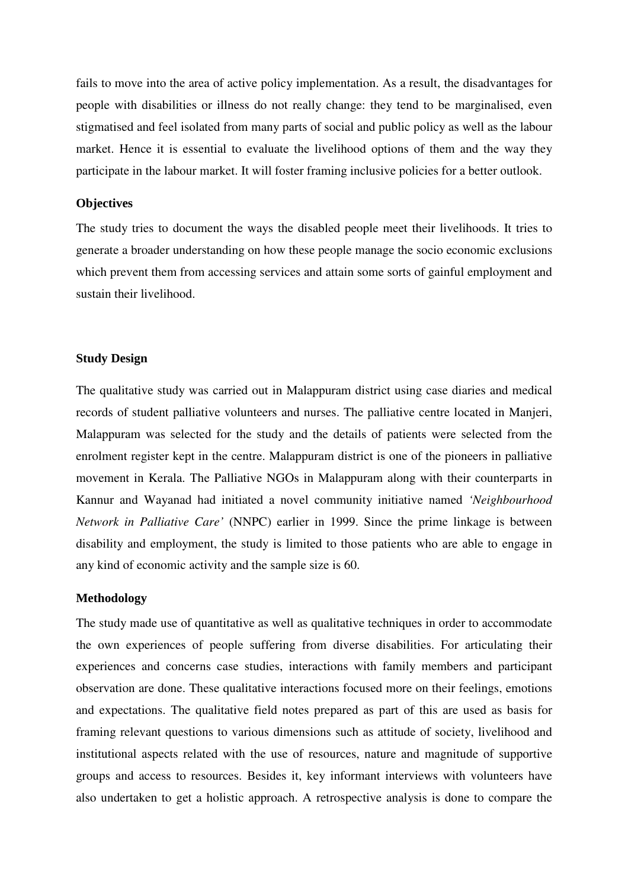fails to move into the area of active policy implementation. As a result, the disadvantages for people with disabilities or illness do not really change: they tend to be marginalised, even stigmatised and feel isolated from many parts of social and public policy as well as the labour market. Hence it is essential to evaluate the livelihood options of them and the way they participate in the labour market. It will foster framing inclusive policies for a better outlook.

**Objectives**

The study tries to document the ways the disabled people meet their livelihoods. It tries to generate a broader understanding on how these people manage the socio economic exclusions which prevent them from accessing services and attain some sorts of gainful employment and sustain their livelihood.

**Study Design**

The qualitative study was carried out in Malappuram district using case diaries and medical records of student palliative volunteers and nurses. The palliative centre located in Manjeri, Malappuram was selected for the study and the details of patients were selected from the enrolment register kept in the centre. Malappuram district is one of the pioneers in palliative movement in Kerala. The Palliative NGOs in Malappuram along with their counterparts in Kannur and Wayanad had initiated a novel community initiative named *'Neighbourhood Network in Palliative Care'* (NNPC) earlier in 1999. Since the prime linkage is between disability and employment, the study is limited to those patients who are able to engage in any kind of economic activity and the sample size is 60.

**Methodology**

The study made use of quantitative as well as qualitative techniques in order to accommodate the own experiences of people suffering from diverse disabilities. For articulating their experiences and concerns case studies, interactions with family members and participant observation are done. These qualitative interactions focused more on their feelings, emotions and expectations. The qualitative field notes prepared as part of this are used as basis for framing relevant questions to various dimensions such as attitude of society, livelihood and institutional aspects related with the use of resources, nature and magnitude of supportive groups and access to resources. Besides it, key informant interviews with volunteers have also undertaken to get a holistic approach. A retrospective analysis is done to compare the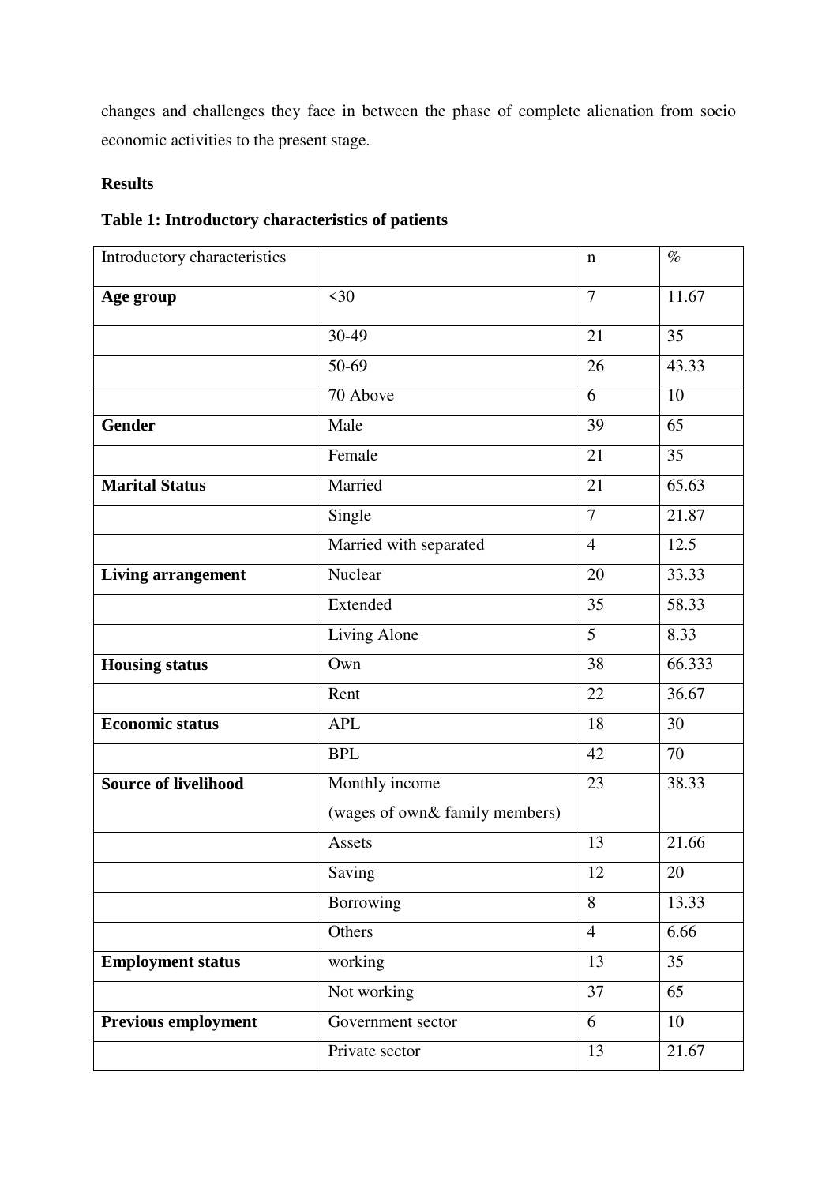changes and challenges they face in between the phase of complete alienation from socio economic activities to the present stage.

**Results**

**Table 1: Introductory characteristics of patients**

| Introductory characteristics | | n | % |
|---|---|---|---|
| **Age group** | <30 | 7 | 11.67 |
| | 30-49 | 21 | 35 |
| | 50-69 | 26 | 43.33 |
| | 70 Above | 6 | 10 |
| **Gender** | Male | 39 | 65 |
| | Female | 21 | 35 |
| **Marital Status** | Married | 21 | 65.63 |
| | Single | 7 | 21.87 |
| | Married with separated | 4 | 12.5 |
| **Living arrangement** | Nuclear | 20 | 33.33 |
| | Extended | 35 | 58.33 |
| | Living Alone | 5 | 8.33 |
| **Housing status** | Own | 38 | 66.333 |
| | Rent | 22 | 36.67 |
| **Economic status** | APL | 18 | 30 |
| | BPL | 42 | 70 |
| **Source of livelihood** | Monthly income (wages of own& family members) | 23 | 38.33 |
| | Assets | 13 | 21.66 |
| | Saving | 12 | 20 |
| | Borrowing | 8 | 13.33 |
| | Others | 4 | 6.66 |
| **Employment status** | working | 13 | 35 |
| | Not working | 37 | 65 |
| **Previous employment** | Government sector | 6 | 10 |
| | Private sector | 13 | 21.67 |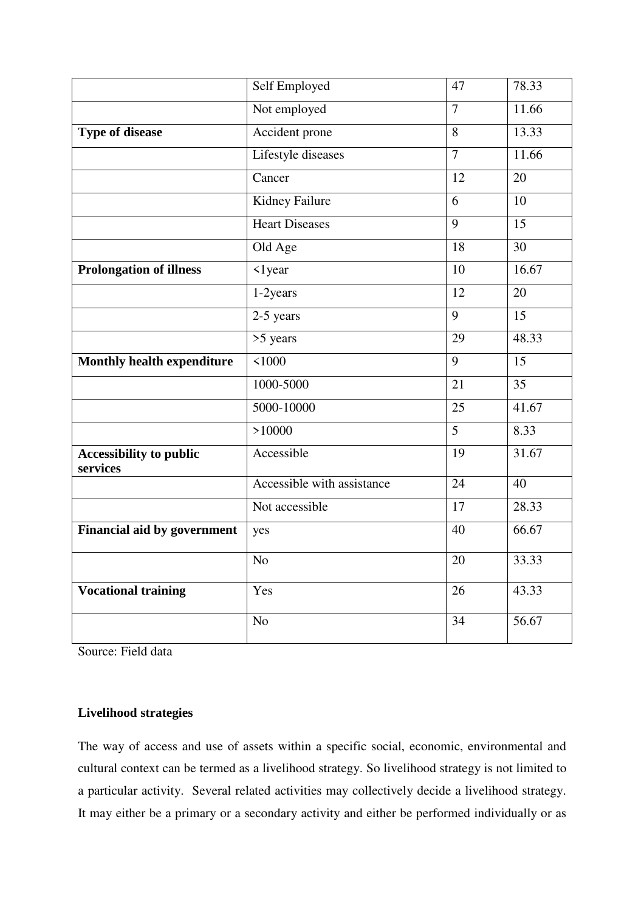|  | Self Employed | 47 | 78.33 |
|---|---|---|---|
|  | Not employed | 7 | 11.66 |
| **Type of disease** | Accident prone | 8 | 13.33 |
|  | Lifestyle diseases | 7 | 11.66 |
|  | Cancer | 12 | 20 |
|  | Kidney Failure | 6 | 10 |
|  | Heart Diseases | 9 | 15 |
|  | Old Age | 18 | 30 |
| **Prolongation of illness** | <1year | 10 | 16.67 |
|  | 1-2years | 12 | 20 |
|  | 2-5 years | 9 | 15 |
|  | >5 years | 29 | 48.33 |
| **Monthly health expenditure** | <1000 | 9 | 15 |
|  | 1000-5000 | 21 | 35 |
|  | 5000-10000 | 25 | 41.67 |
|  | >10000 | 5 | 8.33 |
| **Accessibility to public services** | Accessible | 19 | 31.67 |
|  | Accessible with assistance | 24 | 40 |
|  | Not accessible | 17 | 28.33 |
| **Financial aid by government** | yes | 40 | 66.67 |
|  | No | 20 | 33.33 |
| **Vocational training** | Yes | 26 | 43.33 |
|  | No | 34 | 56.67 |

Source: Field data

**Livelihood strategies**

The way of access and use of assets within a specific social, economic, environmental and cultural context can be termed as a livelihood strategy. So livelihood strategy is not limited to a particular activity. Several related activities may collectively decide a livelihood strategy. It may either be a primary or a secondary activity and either be performed individually or as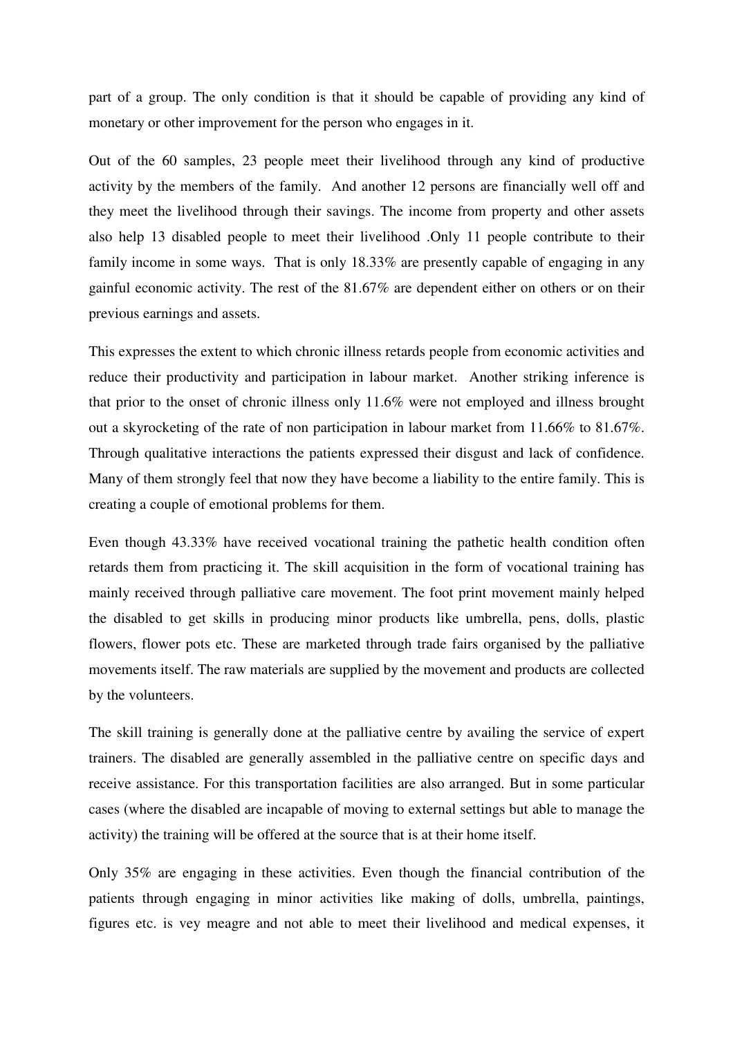part of a group. The only condition is that it should be capable of providing any kind of monetary or other improvement for the person who engages in it.

Out of the 60 samples, 23 people meet their livelihood through any kind of productive activity by the members of the family. And another 12 persons are financially well off and they meet the livelihood through their savings. The income from property and other assets also help 13 disabled people to meet their livelihood .Only 11 people contribute to their family income in some ways. That is only 18.33% are presently capable of engaging in any gainful economic activity. The rest of the 81.67% are dependent either on others or on their previous earnings and assets.

This expresses the extent to which chronic illness retards people from economic activities and reduce their productivity and participation in labour market. Another striking inference is that prior to the onset of chronic illness only 11.6% were not employed and illness brought out a skyrocketing of the rate of non participation in labour market from 11.66% to 81.67%. Through qualitative interactions the patients expressed their disgust and lack of confidence. Many of them strongly feel that now they have become a liability to the entire family. This is creating a couple of emotional problems for them.

Even though 43.33% have received vocational training the pathetic health condition often retards them from practicing it. The skill acquisition in the form of vocational training has mainly received through palliative care movement. The foot print movement mainly helped the disabled to get skills in producing minor products like umbrella, pens, dolls, plastic flowers, flower pots etc. These are marketed through trade fairs organised by the palliative movements itself. The raw materials are supplied by the movement and products are collected by the volunteers.

The skill training is generally done at the palliative centre by availing the service of expert trainers. The disabled are generally assembled in the palliative centre on specific days and receive assistance. For this transportation facilities are also arranged. But in some particular cases (where the disabled are incapable of moving to external settings but able to manage the activity) the training will be offered at the source that is at their home itself.

Only 35% are engaging in these activities. Even though the financial contribution of the patients through engaging in minor activities like making of dolls, umbrella, paintings, figures etc. is vey meagre and not able to meet their livelihood and medical expenses, it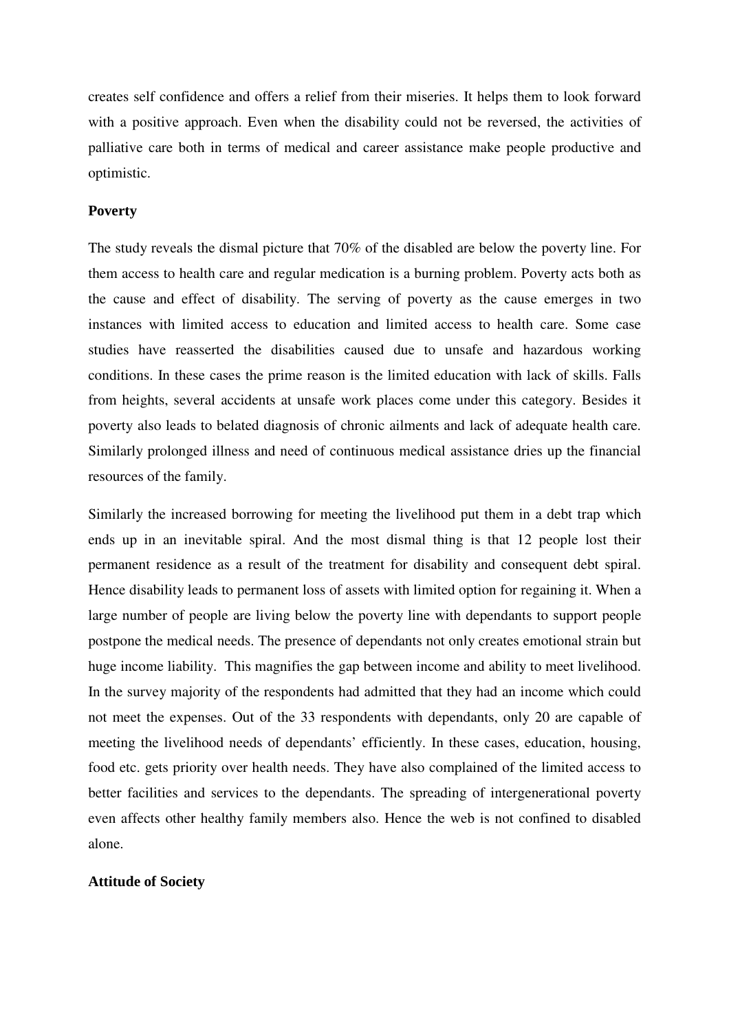creates self confidence and offers a relief from their miseries. It helps them to look forward with a positive approach. Even when the disability could not be reversed, the activities of palliative care both in terms of medical and career assistance make people productive and optimistic.

**Poverty**

The study reveals the dismal picture that 70% of the disabled are below the poverty line. For them access to health care and regular medication is a burning problem. Poverty acts both as the cause and effect of disability. The serving of poverty as the cause emerges in two instances with limited access to education and limited access to health care. Some case studies have reasserted the disabilities caused due to unsafe and hazardous working conditions. In these cases the prime reason is the limited education with lack of skills. Falls from heights, several accidents at unsafe work places come under this category. Besides it poverty also leads to belated diagnosis of chronic ailments and lack of adequate health care. Similarly prolonged illness and need of continuous medical assistance dries up the financial resources of the family.

Similarly the increased borrowing for meeting the livelihood put them in a debt trap which ends up in an inevitable spiral. And the most dismal thing is that 12 people lost their permanent residence as a result of the treatment for disability and consequent debt spiral. Hence disability leads to permanent loss of assets with limited option for regaining it. When a large number of people are living below the poverty line with dependants to support people postpone the medical needs. The presence of dependants not only creates emotional strain but huge income liability. This magnifies the gap between income and ability to meet livelihood. In the survey majority of the respondents had admitted that they had an income which could not meet the expenses. Out of the 33 respondents with dependants, only 20 are capable of meeting the livelihood needs of dependants' efficiently. In these cases, education, housing, food etc. gets priority over health needs. They have also complained of the limited access to better facilities and services to the dependants. The spreading of intergenerational poverty even affects other healthy family members also. Hence the web is not confined to disabled alone.

**Attitude of Society**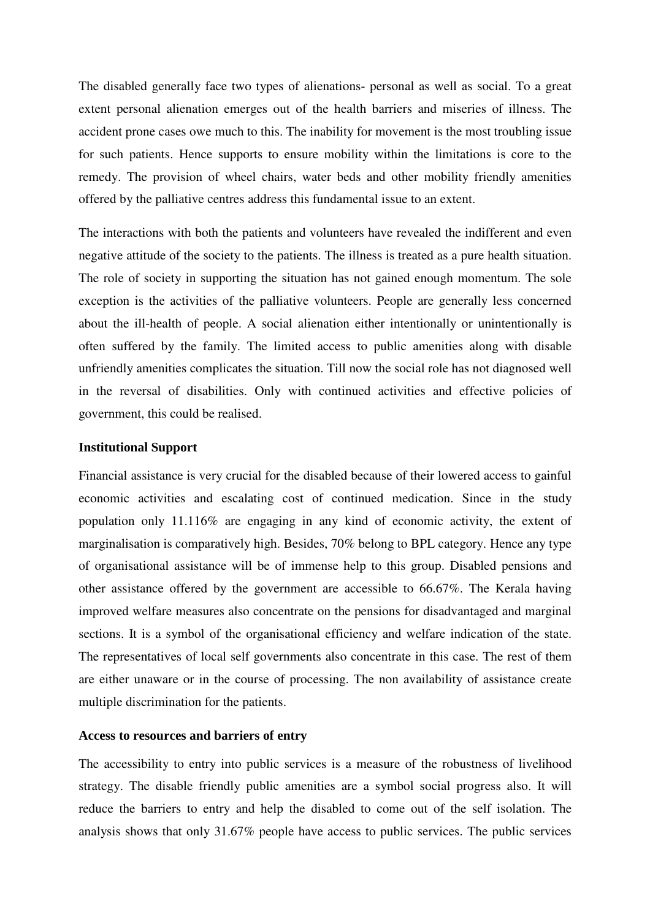The disabled generally face two types of alienations- personal as well as social. To a great extent personal alienation emerges out of the health barriers and miseries of illness. The accident prone cases owe much to this. The inability for movement is the most troubling issue for such patients. Hence supports to ensure mobility within the limitations is core to the remedy. The provision of wheel chairs, water beds and other mobility friendly amenities offered by the palliative centres address this fundamental issue to an extent.

The interactions with both the patients and volunteers have revealed the indifferent and even negative attitude of the society to the patients. The illness is treated as a pure health situation. The role of society in supporting the situation has not gained enough momentum. The sole exception is the activities of the palliative volunteers. People are generally less concerned about the ill-health of people. A social alienation either intentionally or unintentionally is often suffered by the family. The limited access to public amenities along with disable unfriendly amenities complicates the situation. Till now the social role has not diagnosed well in the reversal of disabilities. Only with continued activities and effective policies of government, this could be realised.

**Institutional Support**

Financial assistance is very crucial for the disabled because of their lowered access to gainful economic activities and escalating cost of continued medication. Since in the study population only 11.116% are engaging in any kind of economic activity, the extent of marginalisation is comparatively high. Besides, 70% belong to BPL category. Hence any type of organisational assistance will be of immense help to this group. Disabled pensions and other assistance offered by the government are accessible to 66.67%. The Kerala having improved welfare measures also concentrate on the pensions for disadvantaged and marginal sections. It is a symbol of the organisational efficiency and welfare indication of the state. The representatives of local self governments also concentrate in this case. The rest of them are either unaware or in the course of processing. The non availability of assistance create multiple discrimination for the patients.

**Access to resources and barriers of entry**

The accessibility to entry into public services is a measure of the robustness of livelihood strategy. The disable friendly public amenities are a symbol social progress also. It will reduce the barriers to entry and help the disabled to come out of the self isolation. The analysis shows that only 31.67% people have access to public services. The public services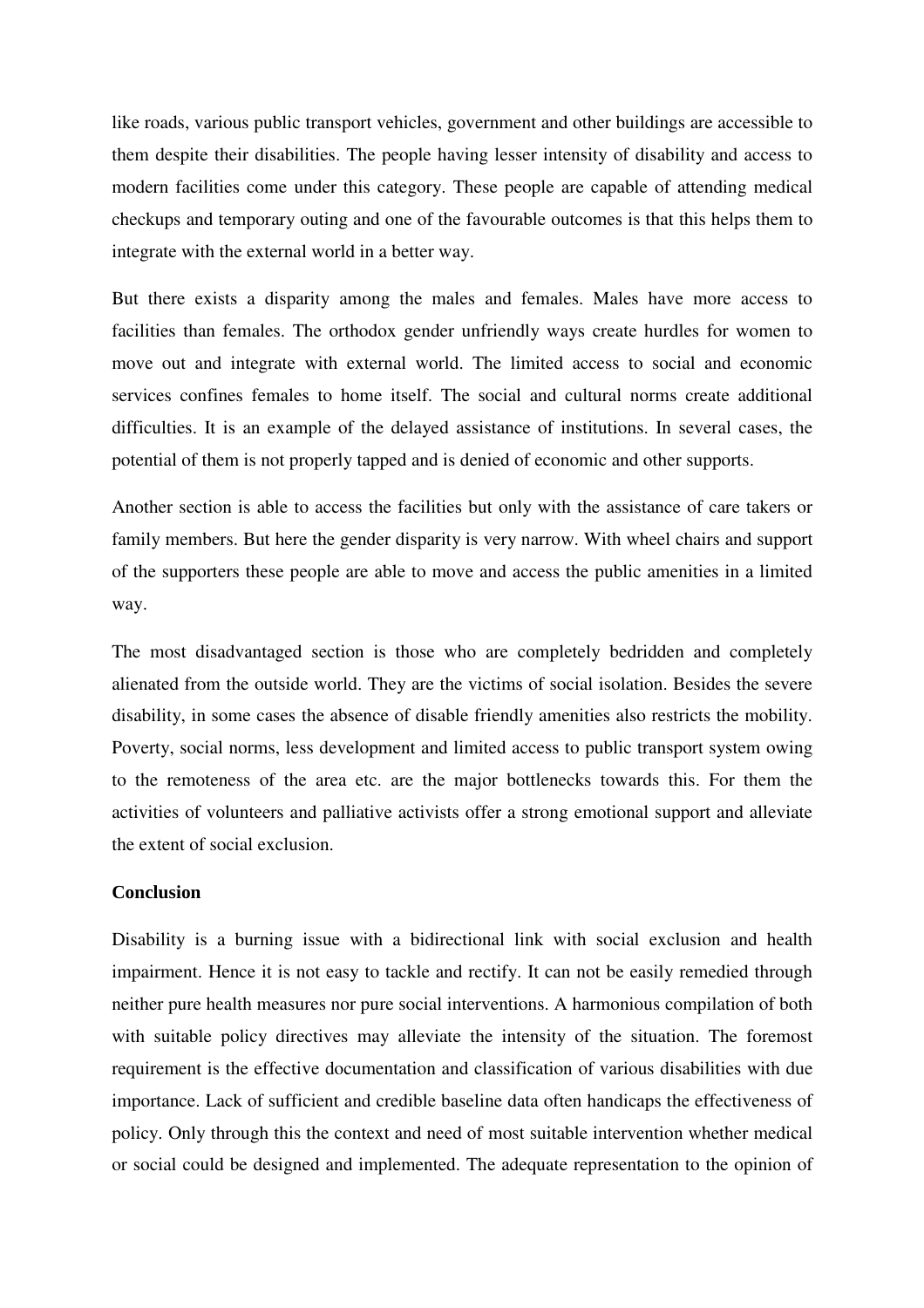like roads, various public transport vehicles, government and other buildings are accessible to them despite their disabilities. The people having lesser intensity of disability and access to modern facilities come under this category. These people are capable of attending medical checkups and temporary outing and one of the favourable outcomes is that this helps them to integrate with the external world in a better way.

But there exists a disparity among the males and females. Males have more access to facilities than females. The orthodox gender unfriendly ways create hurdles for women to move out and integrate with external world. The limited access to social and economic services confines females to home itself. The social and cultural norms create additional difficulties. It is an example of the delayed assistance of institutions. In several cases, the potential of them is not properly tapped and is denied of economic and other supports.

Another section is able to access the facilities but only with the assistance of care takers or family members. But here the gender disparity is very narrow. With wheel chairs and support of the supporters these people are able to move and access the public amenities in a limited way.

The most disadvantaged section is those who are completely bedridden and completely alienated from the outside world. They are the victims of social isolation. Besides the severe disability, in some cases the absence of disable friendly amenities also restricts the mobility. Poverty, social norms, less development and limited access to public transport system owing to the remoteness of the area etc. are the major bottlenecks towards this. For them the activities of volunteers and palliative activists offer a strong emotional support and alleviate the extent of social exclusion.

**Conclusion**

Disability is a burning issue with a bidirectional link with social exclusion and health impairment. Hence it is not easy to tackle and rectify. It can not be easily remedied through neither pure health measures nor pure social interventions. A harmonious compilation of both with suitable policy directives may alleviate the intensity of the situation. The foremost requirement is the effective documentation and classification of various disabilities with due importance. Lack of sufficient and credible baseline data often handicaps the effectiveness of policy. Only through this the context and need of most suitable intervention whether medical or social could be designed and implemented. The adequate representation to the opinion of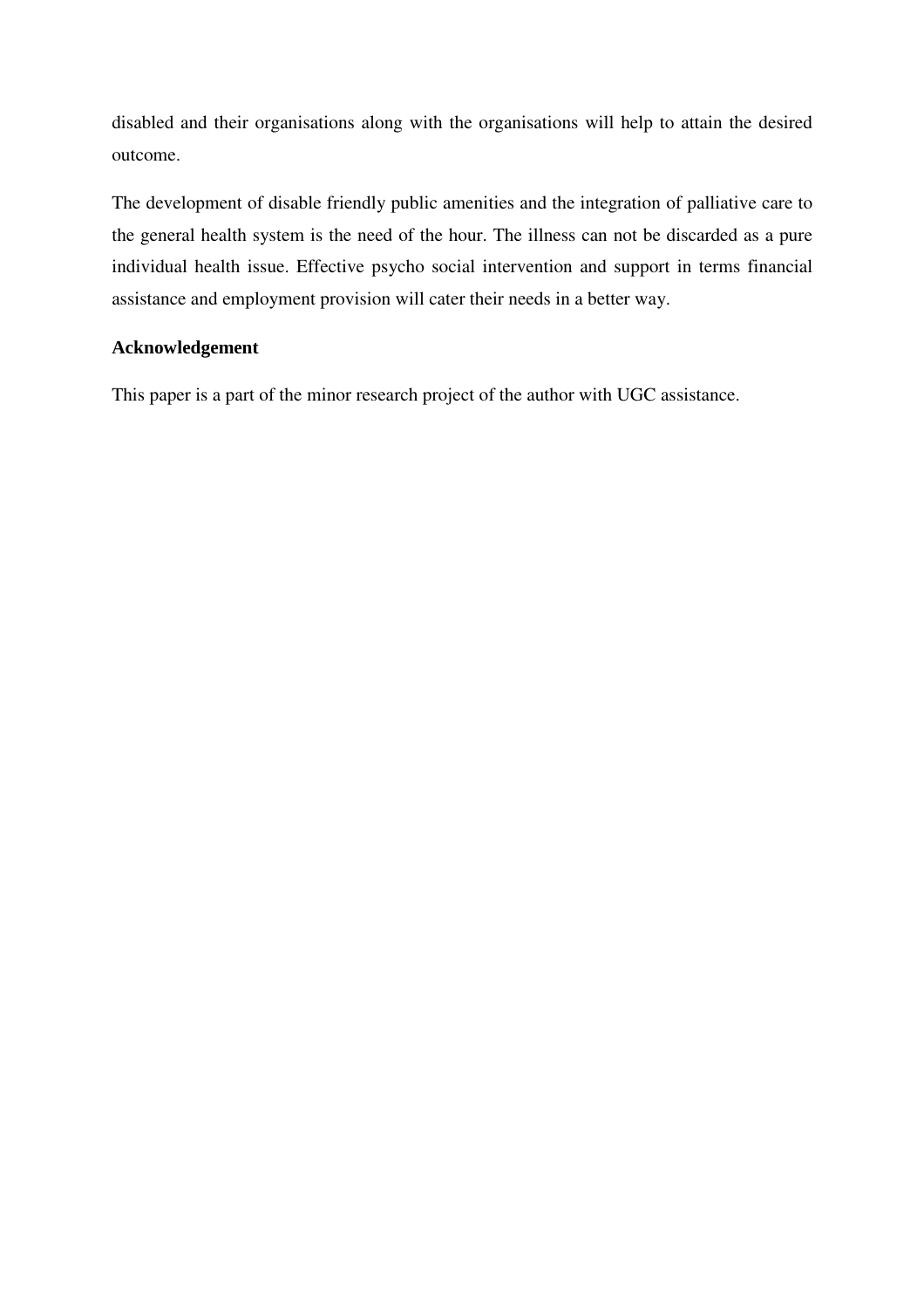disabled and their organisations along with the organisations will help to attain the desired outcome.

The development of disable friendly public amenities and the integration of palliative care to the general health system is the need of the hour. The illness can not be discarded as a pure individual health issue. Effective psycho social intervention and support in terms financial assistance and employment provision will cater their needs in a better way.

**Acknowledgement**

This paper is a part of the minor research project of the author with UGC assistance.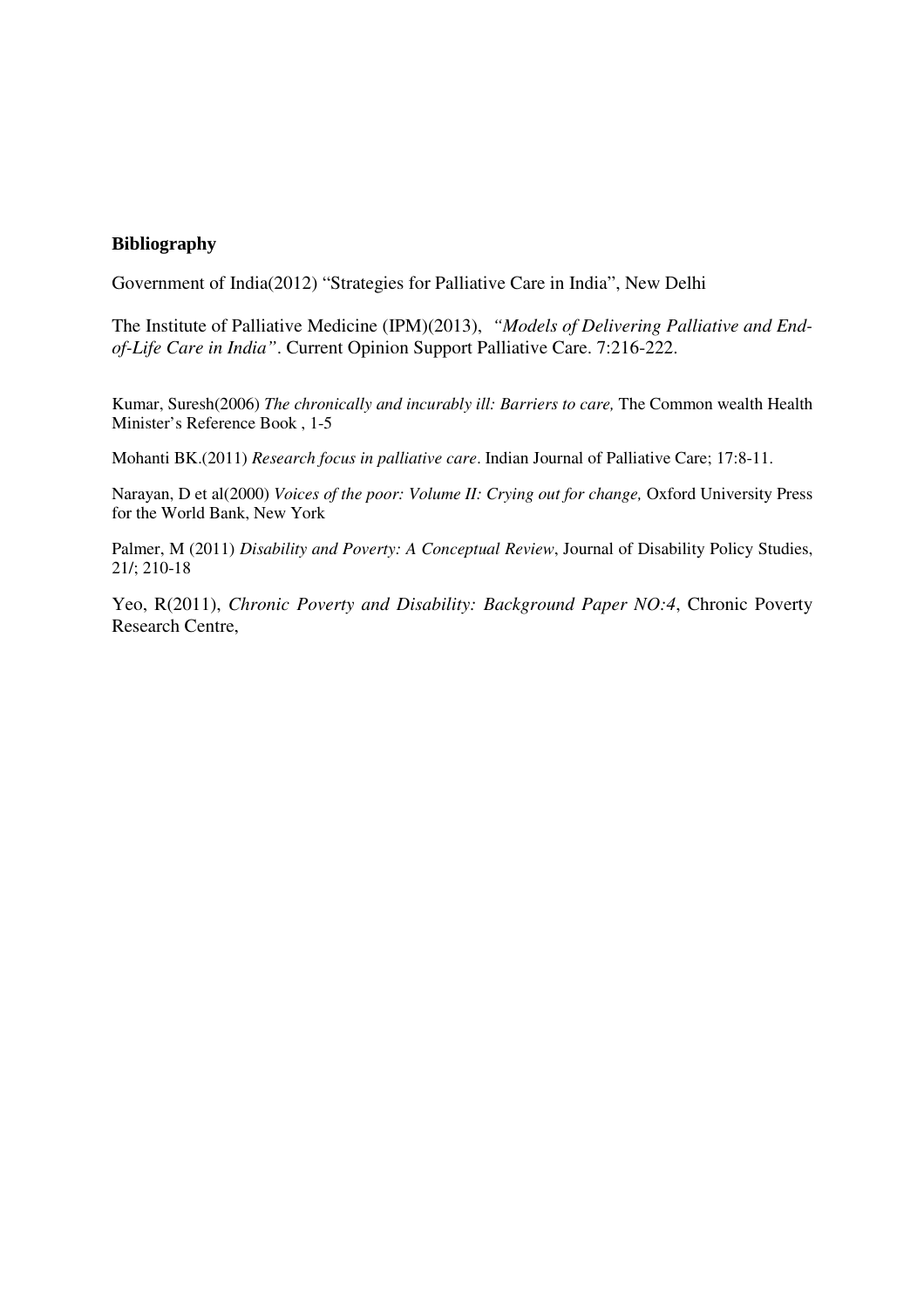**Bibliography**

Government of India(2012) "Strategies for Palliative Care in India", New Delhi

The Institute of Palliative Medicine (IPM)(2013), *"Models of Delivering Palliative and End-of-Life Care in India"*. Current Opinion Support Palliative Care. 7:216-222.

Kumar, Suresh(2006) *The chronically and incurably ill: Barriers to care,* The Common wealth Health Minister's Reference Book , 1-5

Mohanti BK.(2011) *Research focus in palliative care*. Indian Journal of Palliative Care; 17:8-11.

Narayan, D et al(2000) *Voices of the poor: Volume II: Crying out for change,* Oxford University Press for the World Bank, New York

Palmer, M (2011) *Disability and Poverty: A Conceptual Review*, Journal of Disability Policy Studies, 21/; 210-18

Yeo, R(2011), *Chronic Poverty and Disability: Background Paper NO:4*, Chronic Poverty Research Centre,